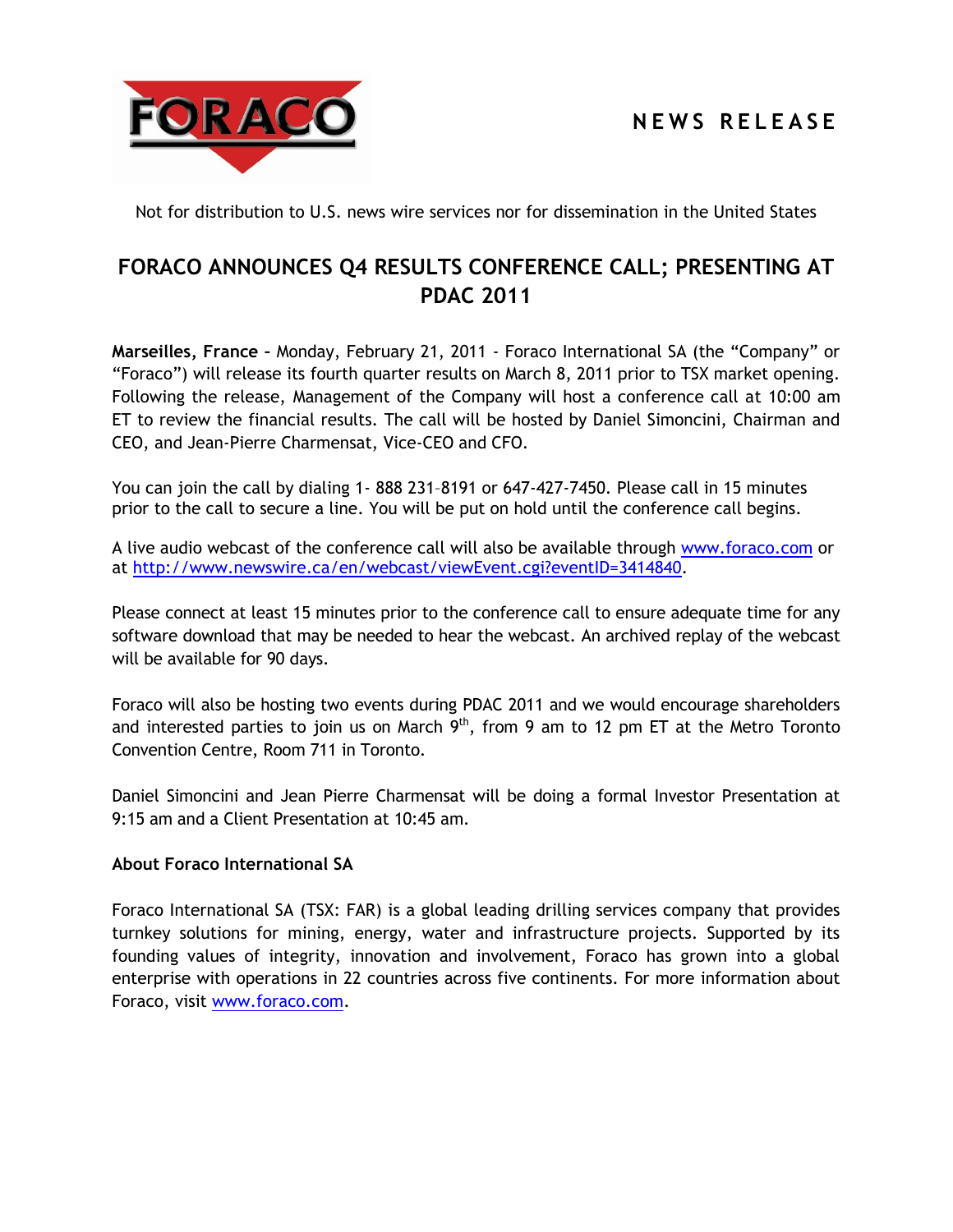FORACO

NEWS RELEASE

Not for distribution to U.S. news wire services nor for dissemination in the United States

# FORACO ANNOUNCES Q4 RESULTS CONFERENCE CALL; PRESENTING AT PDAC 2011

**Marseilles, France** – Monday, February 21, 2011 - Foraco International SA (the "Company" or "Foraco") will release its fourth quarter results on March 8, 2011 prior to TSX market opening. Following the release, Management of the Company will host a conference call at 10:00 am ET to review the financial results. The call will be hosted by Daniel Simoncini, Chairman and CEO, and Jean-Pierre Charmensat, Vice-CEO and CFO.

You can join the call by dialing 1- 888 231–8191 or 647-427-7450. Please call in 15 minutes prior to the call to secure a line. You will be put on hold until the conference call begins.

A live audio webcast of the conference call will also be available through www.foraco.com or at http://www.newswire.ca/en/webcast/viewEvent.cgi?eventID=3414840.

Please connect at least 15 minutes prior to the conference call to ensure adequate time for any software download that may be needed to hear the webcast. An archived replay of the webcast will be available for 90 days.

Foraco will also be hosting two events during PDAC 2011 and we would encourage shareholders and interested parties to join us on March 9th, from 9 am to 12 pm ET at the Metro Toronto Convention Centre, Room 711 in Toronto.

Daniel Simoncini and Jean Pierre Charmensat will be doing a formal Investor Presentation at 9:15 am and a Client Presentation at 10:45 am.

**About Foraco International SA**

Foraco International SA (TSX: FAR) is a global leading drilling services company that provides turnkey solutions for mining, energy, water and infrastructure projects. Supported by its founding values of integrity, innovation and involvement, Foraco has grown into a global enterprise with operations in 22 countries across five continents. For more information about Foraco, visit www.foraco.com.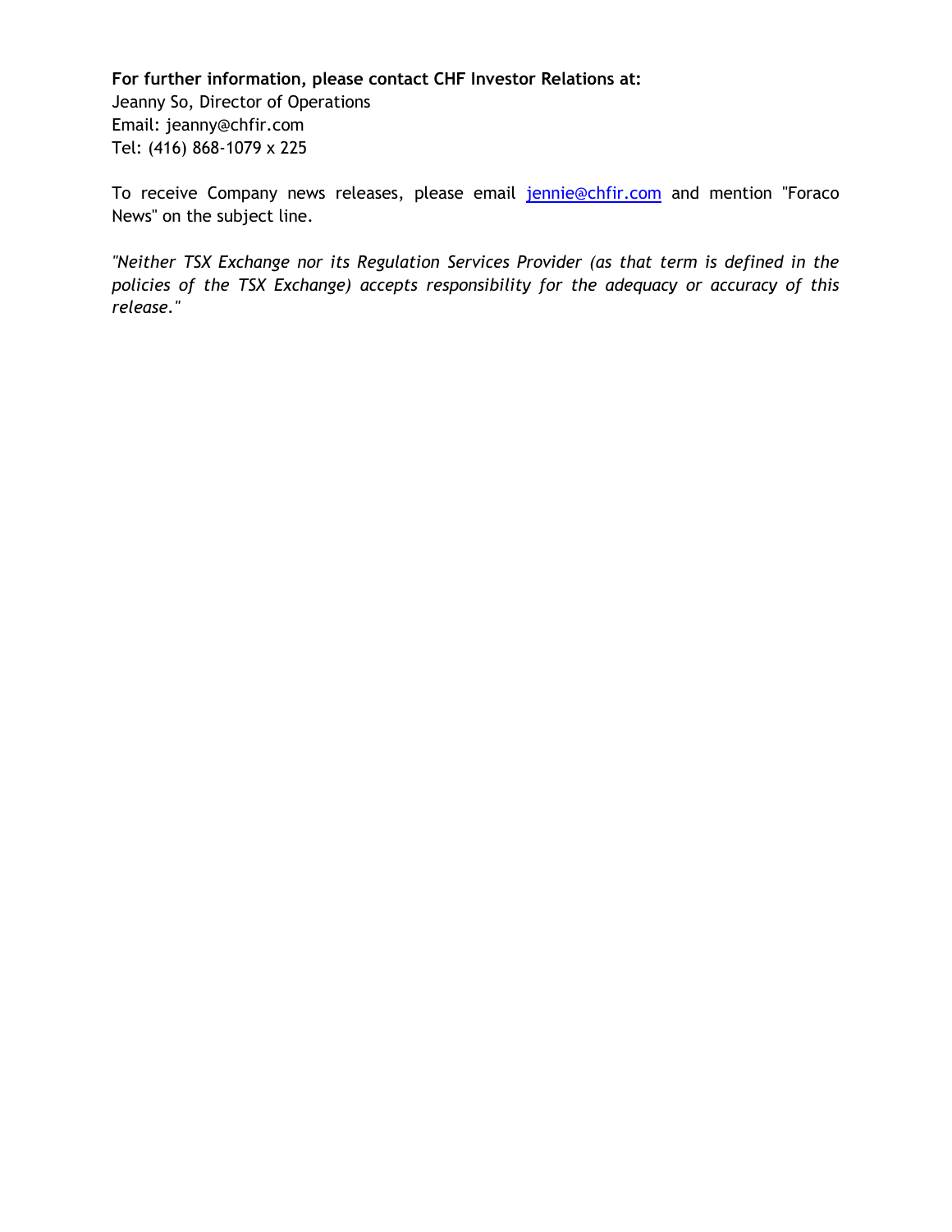**For further information, please contact CHF Investor Relations at:**
Jeanny So, Director of Operations
Email: jeanny@chfir.com
Tel: (416) 868-1079 x 225

To receive Company news releases, please email jennie@chfir.com and mention "Foraco News" on the subject line.

*"Neither TSX Exchange nor its Regulation Services Provider (as that term is defined in the policies of the TSX Exchange) accepts responsibility for the adequacy or accuracy of this release."*